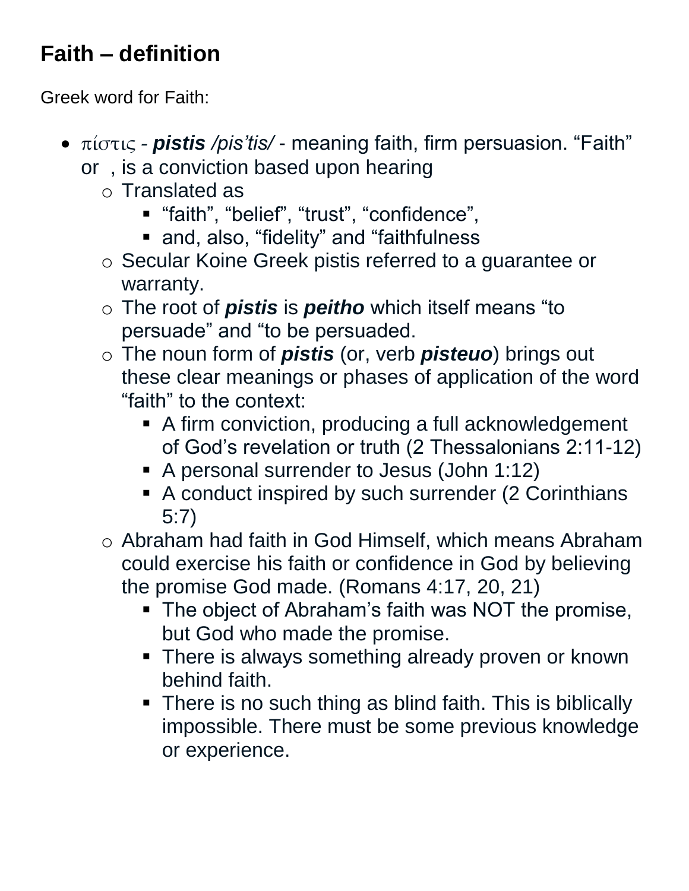## Faith – definition

Greek word for Faith:

- πίστις - ***pistis*** */pis'tis/* - meaning faith, firm persuasion. "Faith" or , is a conviction based upon hearing
  - Translated as
    - "faith", "belief", "trust", "confidence",
    - and, also, "fidelity" and "faithfulness
  - Secular Koine Greek pistis referred to a guarantee or warranty.
  - The root of ***pistis*** is ***peitho*** which itself means "to persuade" and "to be persuaded.
  - The noun form of ***pistis*** (or, verb ***pisteuo***) brings out these clear meanings or phases of application of the word "faith" to the context:
    - A firm conviction, producing a full acknowledgement of God's revelation or truth (2 Thessalonians 2:11-12)
    - A personal surrender to Jesus (John 1:12)
    - A conduct inspired by such surrender (2 Corinthians 5:7)
  - Abraham had faith in God Himself, which means Abraham could exercise his faith or confidence in God by believing the promise God made. (Romans 4:17, 20, 21)
    - The object of Abraham's faith was NOT the promise, but God who made the promise.
    - There is always something already proven or known behind faith.
    - There is no such thing as blind faith. This is biblically impossible. There must be some previous knowledge or experience.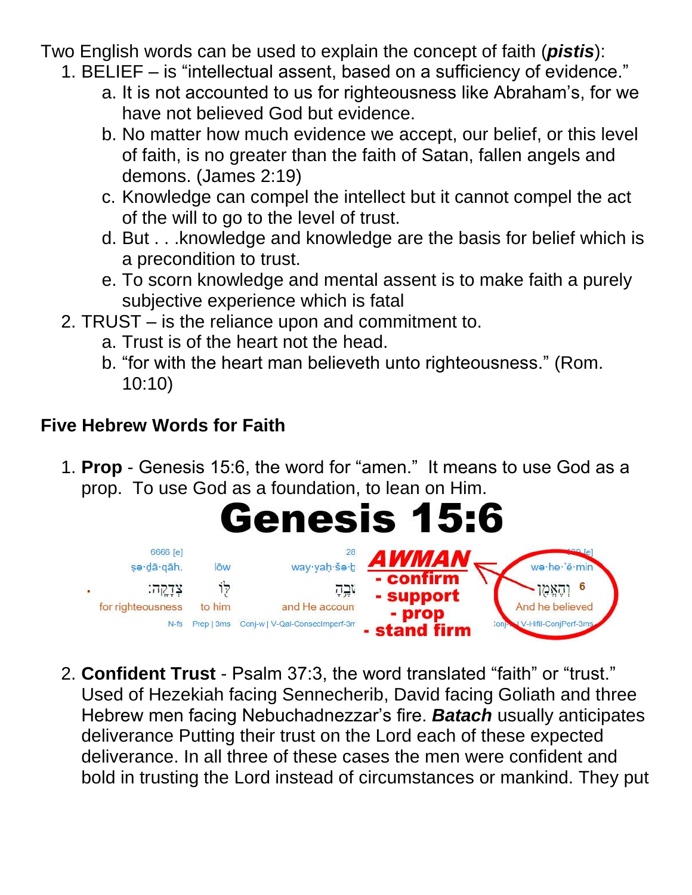Two English words can be used to explain the concept of faith (***pistis***):

1. BELIEF – is "intellectual assent, based on a sufficiency of evidence."
    a. It is not accounted to us for righteousness like Abraham's, for we have not believed God but evidence.
    b. No matter how much evidence we accept, our belief, or this level of faith, is no greater than the faith of Satan, fallen angels and demons. (James 2:19)
    c. Knowledge can compel the intellect but it cannot compel the act of the will to go to the level of trust.
    d. But . . .knowledge and knowledge are the basis for belief which is a precondition to trust.
    e. To scorn knowledge and mental assent is to make faith a purely subjective experience which is fatal
2. TRUST – is the reliance upon and commitment to.
    a. Trust is of the heart not the head.
    b. "for with the heart man believeth unto righteousness." (Rom. 10:10)

### Five Hebrew Words for Faith

1. **Prop** - Genesis 15:6, the word for "amen." It means to use God as a prop. To use God as a foundation, to lean on Him.

**Genesis 15:6**

| 6666 [e] | | 28 | | 539 [e] |
|---|---|---|---|---|
| ṣə·ḏā·qāh. | lōw | way·yaḥ·šə·ḇ | | wə·he·'ĕ·min |
| צְדָקָה׃ | ל֖וֹ | שְׁבֶ֥הָ | | וְהֶאֱמִ֖ן 6 |
| for righteousness | to him | and He accoun | | And he believed |
| N-fs | Prep \| 3ms | Conj-w \| V-Qal-ConsecImperf-3m | | Conj-w \| V-Hifil-ConjPerf-3ms |

***AWMAN***
- confirm
- support
- prop
- stand firm

2. **Confident Trust** - Psalm 37:3, the word translated "faith" or "trust." Used of Hezekiah facing Sennecherib, David facing Goliath and three Hebrew men facing Nebuchadnezzar's fire. ***Batach*** usually anticipates deliverance Putting their trust on the Lord each of these expected deliverance. In all three of these cases the men were confident and bold in trusting the Lord instead of circumstances or mankind. They put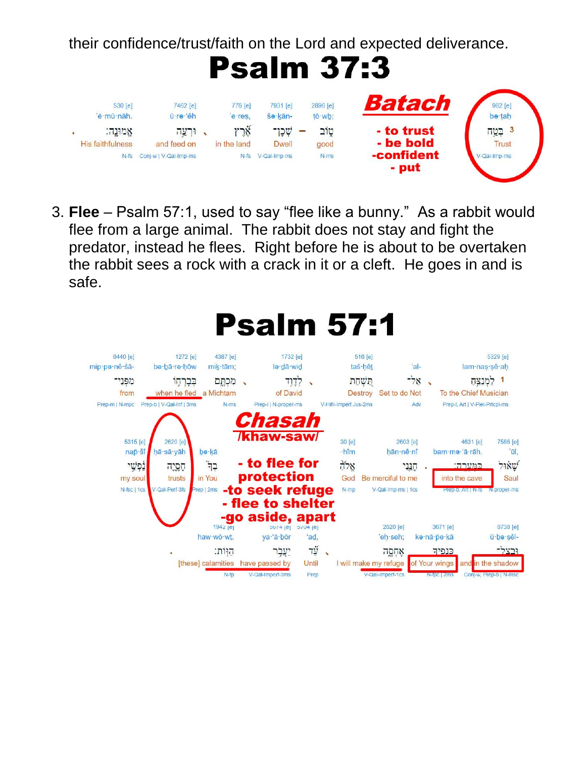their confidence/trust/faith on the Lord and expected deliverance.

# Psalm 37:3

| 530 [e] | 7462 [e] | 776 [e] | 7931 [e] | 2896 [e] | | 982 [e] |
|---|---|---|---|---|---|---|
| 'ĕ·mū·nāh. | ū·rə·'êh | 'e·reṣ, | šə·ḵān- | ṭō·wḇ; | | bə·ṭaḥ |
| אֱמוּנָה׃ | וּרְעֵה | אֶרֶץ | שְׁכָן־ | טוֹב | | 3 בְּטַח |
| His faithfulness | and feed on | in the land | Dwell | good | | Trust |
| N-fs | Conj-w \| V-Qal-Imp-ms | N-fs | V-Qal-Imp-ms | N-ms | | V-Qal-Imp-ms |

**Batach**
- to trust
- be bold
- confident
- put

3. **Flee** – Psalm 57:1, used to say "flee like a bunny." As a rabbit would flee from a large animal. The rabbit does not stay and fight the predator, instead he flees. Right before he is about to be overtaken the rabbit sees a rock with a crack in it or a cleft. He goes in and is safe.

# Psalm 57:1

| 6440 [e] | 1272 [e] | 4387 [e] | 1732 [e] | 516 [e] | | 5329 [e] |
|---|---|---|---|---|---|---|
| mip·pə·nê·šā- | bə·ḇā·rə·ḥōw | miḵ·tām; | lə·dā·wiḏ | taš·ḥêṯ | 'al- | lam·naṣ·ṣê·aḥ |
| מִפְּנֵי־ | בְּבָרְחוֹ | מִכְתָּם | לְדָוִד | תַּשְׁחֵת | אַל־ | 1 לַמְנַצֵּחַ |
| from | when he fled | a Michtam | of David | Destroy | Set to do Not | To the Chief Musician |
| Prep-m \| N-mpc | Prep-b \| V-Qal-Inf \| 3ms | N-ms | Prep-l \| N-proper-ms | V-Hifil-Imperf.Jus-2ms | Adv | Prep-l, Art \| V-Piel-Prtcpl-ms |

**Chasah**
**/khaw-saw/**
- to flee for protection
- to seek refuge
- flee to shelter
- go aside, apart

| 5315 [e] | 2620 [e] | | 430 [e] | 2603 [e] | 4631 [e] | 7586 [e] |
|---|---|---|---|---|---|---|
| nap̄·šî | ḥā·sā·yāh | bə·ḵā | 'ĕ·hîm | ḥān·nê·nî | bam·mə·'ā·rāh. | 'ūl, |
| נַפְשִׁי | חָסָיָה | בְךָ | אֱלֹהִים | חָנֵּנִי | בַּמְּעָרָה׃ | שָׁאוּל |
| my soul | trusts | in You | God | Be merciful to me | into the cave | Saul |
| N-fsc \| 1cs | V-Qal-Perf-3fs | Prep \| 2ms | N-mp | V-Qal-Imp-ms \| 1cs | Prep-b, Art \| N-fs | N-proper-ms |

| 1942 [e] | 5674 [e] | 5704 [e] | 2620 [e] | 3671 [e] | 6738 [e] |
|---|---|---|---|---|---|
| haw·wō·wt. | ya·'ă·ḇōr | 'aḏ, | 'eḥ·seh; | kə·nā·pe·ḵā | ū·ḇə·ṣêl- |
| הַוּוֹת׃ | יַעֲבֹר | עַד | אֶחְסֶה | כְּנָפֶיךָ | וּבְצֵל־ |
| [these] calamities | have passed by | Until | I will make my refuge | of Your wings | and in the shadow |
| N-fp | V-Qal-Imperf-3ms | Prep | V-Qal-Imperf-1cs | N-fpc \| 2ms | Conj-w, Prep-b \| N-msc |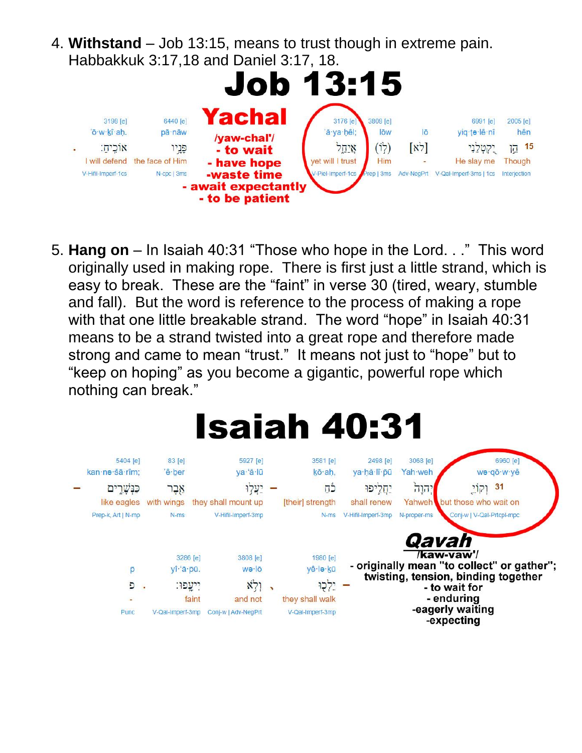4. **Withstand** – Job 13:15, means to trust though in extreme pain. Habbakkuk 3:17,18 and Daniel 3:17, 18.

# Job 13:15

| | | | | | | | |
|---|---|---|---|---|---|---|---|
| 3198 [e] | 6440 [e] | 3176 [e] | 3808 [e] | | 6991 [e] | 2005 [e] | |
| 'ō·w·ḵî·aḥ. | pā·nāw | 'ă·ya·ḥêl; | lōw | lō | yiq·ṭə·lê·nî | hên | |
| אוֹכִיחַ׃ | פָּנָיו | אֲיַחֵל | (לוֹ) | [לא] | יִקְטְלֵנִי | הֵן | 15 |
| I will defend | the face of Him | yet will I trust | Him | - | He slay me | Though | |
| V-Hifil-Imperf-1cs | N-cpc \| 3ms | V-Piel-Imperf-1cs | Prep \| 3ms | Adv-NegPrt | V-Qal-Imperf-3ms \| 1cs | Interjection | |

**Yachal**
/yaw-chal'/
- to wait
- have hope
- waste time
- await expectantly
- to be patient

5. **Hang on** – In Isaiah 40:31 "Those who hope in the Lord. . ." This word originally used in making rope. There is first just a little strand, which is easy to break. These are the "faint" in verse 30 (tired, weary, stumble and fall). But the word is reference to the process of making a rope with that one little breakable strand. The word "hope" in Isaiah 40:31 means to be a strand twisted into a great rope and therefore made strong and came to mean "trust." It means not just to "hope" but to "keep on hoping" as you become a gigantic, powerful rope which nothing can break."

# Isaiah 40:31

| | | | | | | | |
|---|---|---|---|---|---|---|---|
| 5404 [e] | 83 [e] | 5927 [e] | 3581 [e] | 2498 [e] | 3068 [e] | 6960 [e] | |
| kan·ne·šā·rîm; | 'ê·ber | ya·'ă·lū | kō·aḥ, | ya·ḥă·lî·pū | Yah·weh | wə·qō·w·yê | |
| כַּנְּשָׁרִים | אֵבֶר | יַעֲלוּ | כֹחַ | יַחֲלִיפוּ | יְהוָה | וְקוֹיֵ | 31 |
| like eagles | with wings | they shall mount up | [their] strength | shall renew | Yahweh | but those who wait on | |
| Prep-k, Art \| N-mp | N-ms | V-Hifil-Imperf-3mp | N-ms | V-Hifil-Imperf-3mp | N-proper-ms | Conj-w \| V-Qal-Prtcpl-mpc | |

| | | | | |
|---|---|---|---|---|
| | 3286 [e] | 3808 [e] | 1980 [e] | |
| p | yî·'ā·pū. | wə·lō | yê·lə·ḵū | |
| פ | יִיעָפוּ׃ | וְלֹא | יֵלְכוּ | |
| - | faint | and not | they shall walk | |
| Punc | V-Qal-Imperf-3mp | Conj-w \| Adv-NegPrt | V-Qal-Imperf-3mp | |

**Qavah**
/kaw-vaw'/
- originally mean "to collect" or gather"; twisting, tension, binding together
- to wait for
- enduring
- eagerly waiting
- expecting